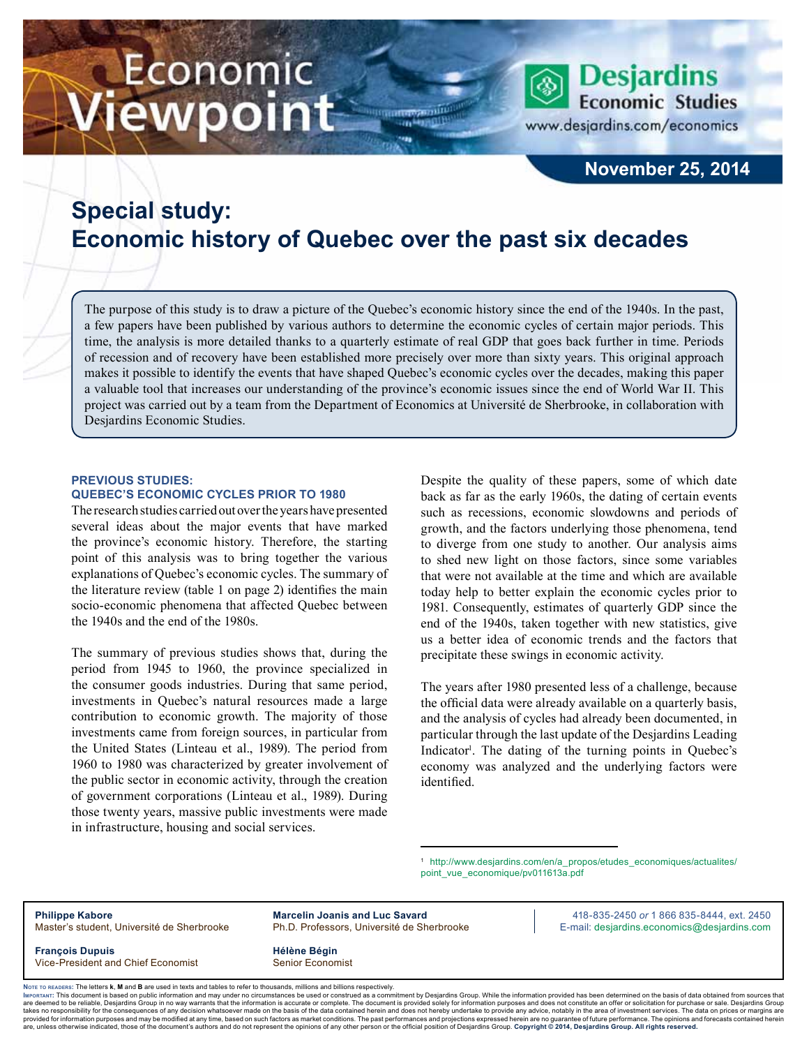Economic Viewpoint

Desjardins Economic Studies
www.desjardins.com/economics

November 25, 2014

# Special study: Economic history of Quebec over the past six decades

The purpose of this study is to draw a picture of the Quebec's economic history since the end of the 1940s. In the past, a few papers have been published by various authors to determine the economic cycles of certain major periods. This time, the analysis is more detailed thanks to a quarterly estimate of real GDP that goes back further in time. Periods of recession and of recovery have been established more precisely over more than sixty years. This original approach makes it possible to identify the events that have shaped Quebec's economic cycles over the decades, making this paper a valuable tool that increases our understanding of the province's economic issues since the end of World War II. This project was carried out by a team from the Department of Economics at Université de Sherbrooke, in collaboration with Desjardins Economic Studies.

### PREVIOUS STUDIES: QUEBEC'S ECONOMIC CYCLES PRIOR TO 1980

The research studies carried out over the years have presented several ideas about the major events that have marked the province's economic history. Therefore, the starting point of this analysis was to bring together the various explanations of Quebec's economic cycles. The summary of the literature review (table 1 on page 2) identifies the main socio-economic phenomena that affected Quebec between the 1940s and the end of the 1980s.

The summary of previous studies shows that, during the period from 1945 to 1960, the province specialized in the consumer goods industries. During that same period, investments in Quebec's natural resources made a large contribution to economic growth. The majority of those investments came from foreign sources, in particular from the United States (Linteau et al., 1989). The period from 1960 to 1980 was characterized by greater involvement of the public sector in economic activity, through the creation of government corporations (Linteau et al., 1989). During those twenty years, massive public investments were made in infrastructure, housing and social services.

Despite the quality of these papers, some of which date back as far as the early 1960s, the dating of certain events such as recessions, economic slowdowns and periods of growth, and the factors underlying those phenomena, tend to diverge from one study to another. Our analysis aims to shed new light on those factors, since some variables that were not available at the time and which are available today help to better explain the economic cycles prior to 1981. Consequently, estimates of quarterly GDP since the end of the 1940s, taken together with new statistics, give us a better idea of economic trends and the factors that precipitate these swings in economic activity.

The years after 1980 presented less of a challenge, because the official data were already available on a quarterly basis, and the analysis of cycles had already been documented, in particular through the last update of the Desjardins Leading Indicator[1]. The dating of the turning points in Quebec's economy was analyzed and the underlying factors were identified.

[1] http://www.desjardins.com/en/a_propos/etudes_economiques/actualites/point_vue_economique/pv011613a.pdf

**Philippe Kabore**
Master's student, Université de Sherbrooke

**Marcelin Joanis and Luc Savard**
Ph.D. Professors, Université de Sherbrooke

**François Dupuis**
Vice-President and Chief Economist

**Hélène Bégin**
Senior Economist

418-835-2450 *or* 1 866 835-8444, ext. 2450
E-mail: desjardins.economics@desjardins.com

Note to readers: The letters **k**, **M** and **B** are used in texts and tables to refer to thousands, millions and billions respectively.
Important: This document is based on public information and may under no circumstances be used or construed as a commitment by Desjardins Group. While the information provided has been determined on the basis of data obtained from sources that are deemed to be reliable, Desjardins Group in no way warrants that the information is accurate or complete. The document is provided solely for information purposes and does not constitute an offer or solicitation for purchase or sale. Desjardins Group takes no responsibility for the consequences of any decision whatsoever made on the basis of the data contained herein and does not hereby undertake to provide any advice, notably in the area of investment services. The data on prices or margins are provided for information purposes and may be modified at any time, based on such factors as market conditions. The past performances and projections expressed herein are no guarantee of future performance. The opinions and forecasts contained herein are, unless otherwise indicated, those of the document's authors and do not represent the opinions of any other person or the official position of Desjardins Group. **Copyright © 2014, Desjardins Group. All rights reserved.**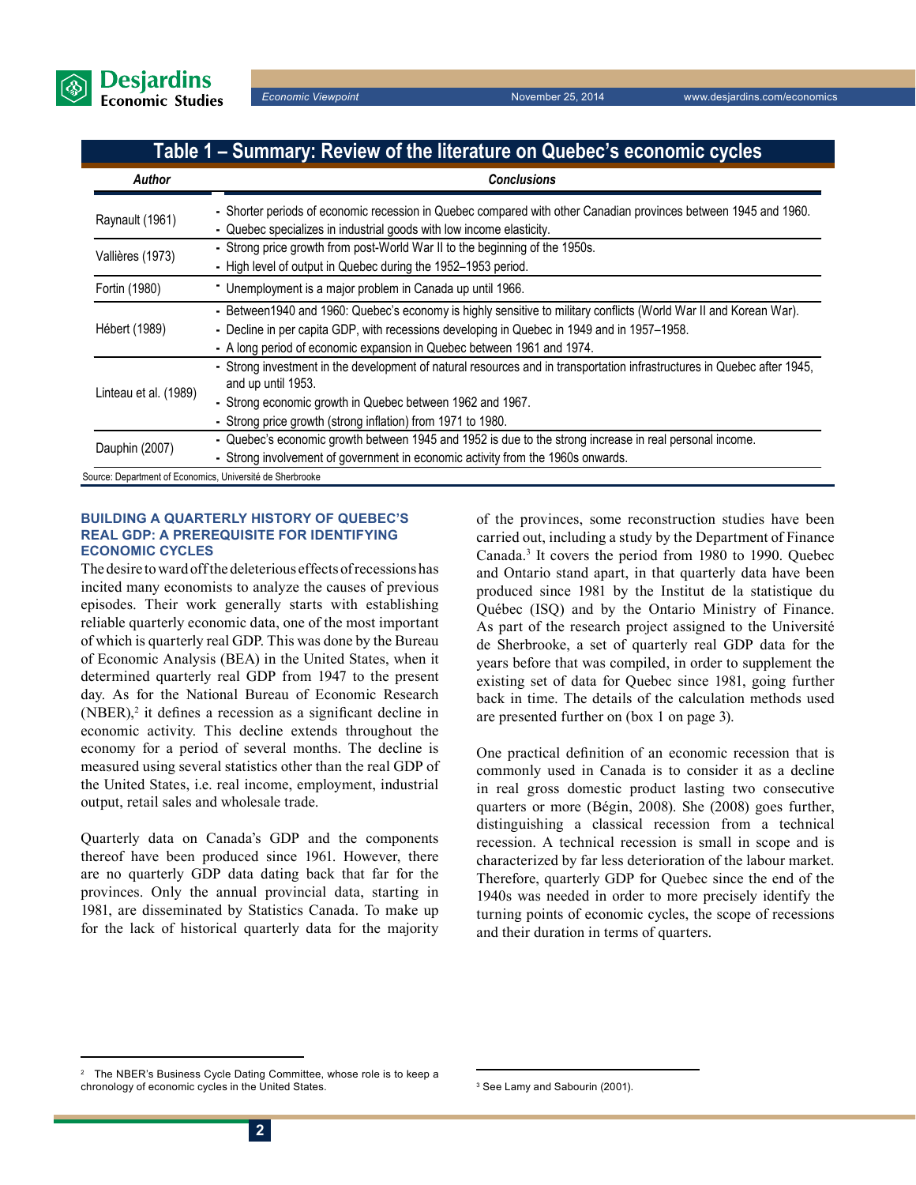## Table 1 – Summary: Review of the literature on Quebec's economic cycles

| *Author* | *Conclusions* |
|---|---|
| Raynault (1961) | - Shorter periods of economic recession in Quebec compared with other Canadian provinces between 1945 and 1960.<br>- Quebec specializes in industrial goods with low income elasticity. |
| Vallières (1973) | - Strong price growth from post-World War II to the beginning of the 1950s.<br>- High level of output in Quebec during the 1952–1953 period. |
| Fortin (1980) | - Unemployment is a major problem in Canada up until 1966. |
| Hébert (1989) | - Between1940 and 1960: Quebec's economy is highly sensitive to military conflicts (World War II and Korean War).<br>- Decline in per capita GDP, with recessions developing in Quebec in 1949 and in 1957–1958.<br>- A long period of economic expansion in Quebec between 1961 and 1974. |
| Linteau et al. (1989) | - Strong investment in the development of natural resources and in transportation infrastructures in Quebec after 1945, and up until 1953.<br>- Strong economic growth in Quebec between 1962 and 1967.<br>- Strong price growth (strong inflation) from 1971 to 1980. |
| Dauphin (2007) | - Quebec's economic growth between 1945 and 1952 is due to the strong increase in real personal income.<br>- Strong involvement of government in economic activity from the 1960s onwards. |

Source: Department of Economics, Université de Sherbrooke

### BUILDING A QUARTERLY HISTORY OF QUEBEC'S REAL GDP: A PREREQUISITE FOR IDENTIFYING ECONOMIC CYCLES

The desire to ward off the deleterious effects of recessions has incited many economists to analyze the causes of previous episodes. Their work generally starts with establishing reliable quarterly economic data, one of the most important of which is quarterly real GDP. This was done by the Bureau of Economic Analysis (BEA) in the United States, when it determined quarterly real GDP from 1947 to the present day. As for the National Bureau of Economic Research (NBER),[2] it defines a recession as a significant decline in economic activity. This decline extends throughout the economy for a period of several months. The decline is measured using several statistics other than the real GDP of the United States, i.e. real income, employment, industrial output, retail sales and wholesale trade.

Quarterly data on Canada's GDP and the components thereof have been produced since 1961. However, there are no quarterly GDP data dating back that far for the provinces. Only the annual provincial data, starting in 1981, are disseminated by Statistics Canada. To make up for the lack of historical quarterly data for the majority of the provinces, some reconstruction studies have been carried out, including a study by the Department of Finance Canada.[3] It covers the period from 1980 to 1990. Quebec and Ontario stand apart, in that quarterly data have been produced since 1981 by the Institut de la statistique du Québec (ISQ) and by the Ontario Ministry of Finance. As part of the research project assigned to the Université de Sherbrooke, a set of quarterly real GDP data for the years before that was compiled, in order to supplement the existing set of data for Quebec since 1981, going further back in time. The details of the calculation methods used are presented further on (box 1 on page 3).

One practical definition of an economic recession that is commonly used in Canada is to consider it as a decline in real gross domestic product lasting two consecutive quarters or more (Bégin, 2008). She (2008) goes further, distinguishing a classical recession from a technical recession. A technical recession is small in scope and is characterized by far less deterioration of the labour market. Therefore, quarterly GDP for Quebec since the end of the 1940s was needed in order to more precisely identify the turning points of economic cycles, the scope of recessions and their duration in terms of quarters.

---

[2] The NBER's Business Cycle Dating Committee, whose role is to keep a chronology of economic cycles in the United States.

[3] See Lamy and Sabourin (2001).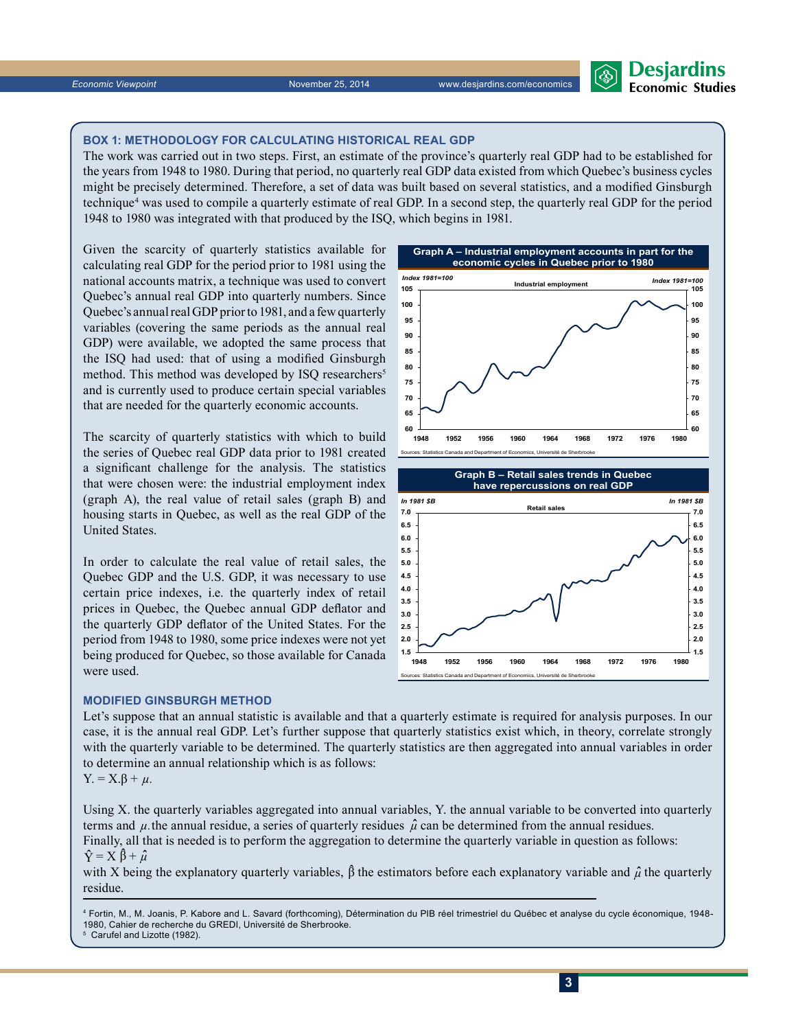### BOX 1: METHODOLOGY FOR CALCULATING HISTORICAL REAL GDP

The work was carried out in two steps. First, an estimate of the province's quarterly real GDP had to be established for the years from 1948 to 1980. During that period, no quarterly real GDP data existed from which Quebec's business cycles might be precisely determined. Therefore, a set of data was built based on several statistics, and a modified Ginsburgh technique[4] was used to compile a quarterly estimate of real GDP. In a second step, the quarterly real GDP for the period 1948 to 1980 was integrated with that produced by the ISQ, which begins in 1981.

Given the scarcity of quarterly statistics available for calculating real GDP for the period prior to 1981 using the national accounts matrix, a technique was used to convert Quebec's annual real GDP into quarterly numbers. Since Quebec's annual real GDP prior to 1981, and a few quarterly variables (covering the same periods as the annual real GDP) were available, we adopted the same process that the ISQ had used: that of using a modified Ginsburgh method. This method was developed by ISQ researchers[5] and is currently used to produce certain special variables that are needed for the quarterly economic accounts.

The scarcity of quarterly statistics with which to build the series of Quebec real GDP data prior to 1981 created a significant challenge for the analysis. The statistics that were chosen were: the industrial employment index (graph A), the real value of retail sales (graph B) and housing starts in Quebec, as well as the real GDP of the United States.

In order to calculate the real value of retail sales, the Quebec GDP and the U.S. GDP, it was necessary to use certain price indexes, i.e. the quarterly index of retail prices in Quebec, the Quebec annual GDP deflator and the quarterly GDP deflator of the United States. For the period from 1948 to 1980, some price indexes were not yet being produced for Quebec, so those available for Canada were used.

**Graph A – Industrial employment accounts in part for the economic cycles in Quebec prior to 1980**

Sources: Statistics Canada and Department of Economics, Université de Sherbrooke

**Graph B – Retail sales trends in Quebec have repercussions on real GDP**

Sources: Statistics Canada and Department of Economics, Université de Sherbrooke

### MODIFIED GINSBURGH METHOD

Let's suppose that an annual statistic is available and that a quarterly estimate is required for analysis purposes. In our case, it is the annual real GDP. Let's further suppose that quarterly statistics exist which, in theory, correlate strongly with the quarterly variable to be determined. The quarterly statistics are then aggregated into annual variables in order to determine an annual relationship which is as follows:

$Y. = X.\beta + \mu.$

Using X. the quarterly variables aggregated into annual variables, Y. the annual variable to be converted into quarterly terms and $\mu.$ the annual residue, a series of quarterly residues $\hat{\mu}$ can be determined from the annual residues.

Finally, all that is needed is to perform the aggregation to determine the quarterly variable in question as follows:

$\hat{Y} = X\,\hat{\beta} + \hat{\mu}$

with X being the explanatory quarterly variables, $\hat{\beta}$ the estimators before each explanatory variable and $\hat{\mu}$ the quarterly residue.

---

[4] Fortin, M., M. Joanis, P. Kabore and L. Savard (forthcoming), Détermination du PIB réel trimestriel du Québec et analyse du cycle économique, 1948-1980, Cahier de recherche du GREDI, Université de Sherbrooke.

[5] Carufel and Lizotte (1982).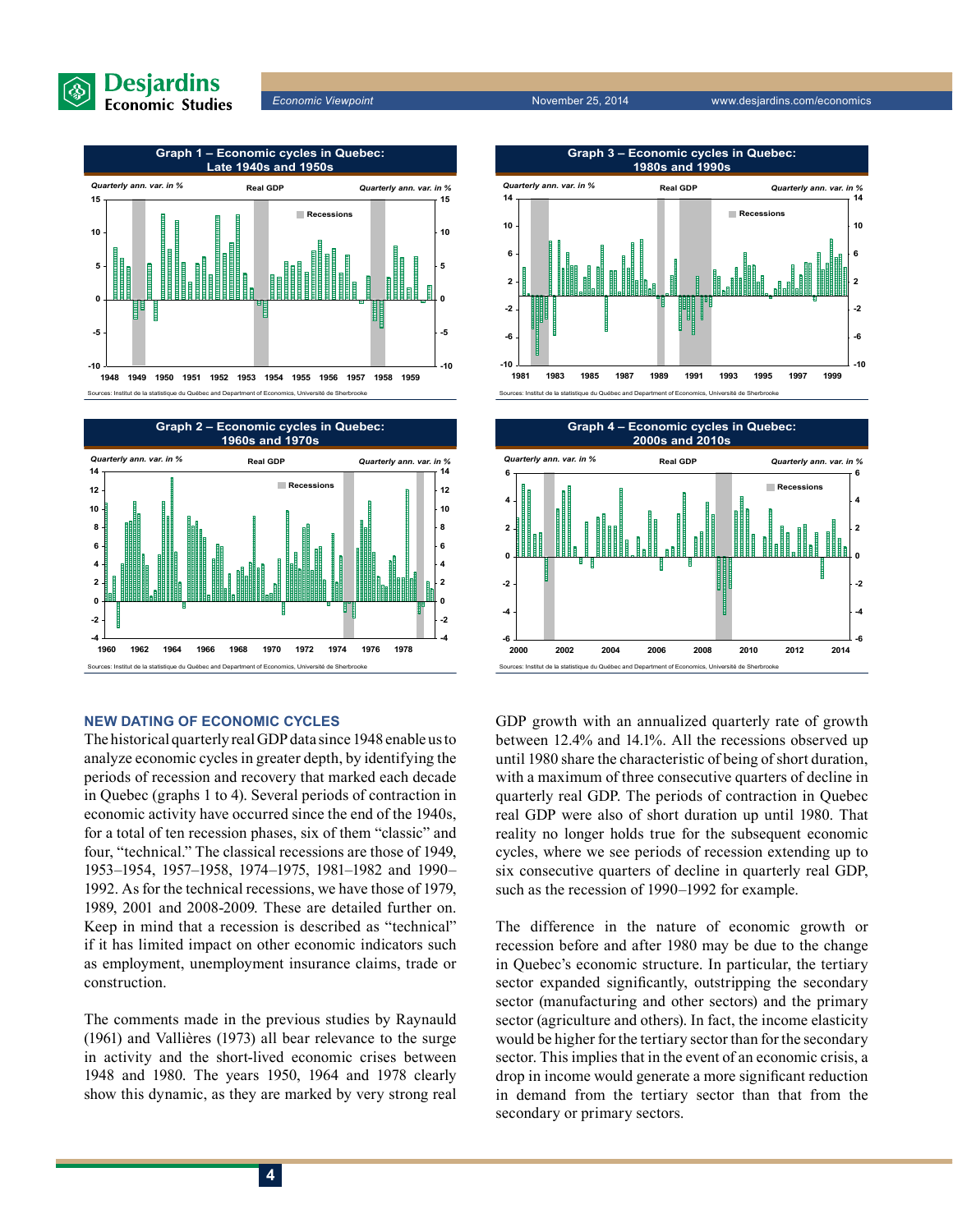**Graph 1 – Economic cycles in Quebec: Late 1940s and 1950s**

*Quarterly ann. var. in %* — Real GDP — Recessions

Sources: Institut de la statistique du Québec and Department of Economics, Université de Sherbrooke

**Graph 2 – Economic cycles in Quebec: 1960s and 1970s**

*Quarterly ann. var. in %* — Real GDP — Recessions

Sources: Institut de la statistique du Québec and Department of Economics, Université de Sherbrooke

**Graph 3 – Economic cycles in Quebec: 1980s and 1990s**

*Quarterly ann. var. in %* — Real GDP — Recessions

Sources: Institut de la statistique du Québec and Department of Economics, Université de Sherbrooke

**Graph 4 – Economic cycles in Quebec: 2000s and 2010s**

*Quarterly ann. var. in %* — Real GDP — Recessions

Sources: Institut de la statistique du Québec and Department of Economics, Université de Sherbrooke

## NEW DATING OF ECONOMIC CYCLES

The historical quarterly real GDP data since 1948 enable us to analyze economic cycles in greater depth, by identifying the periods of recession and recovery that marked each decade in Quebec (graphs 1 to 4). Several periods of contraction in economic activity have occurred since the end of the 1940s, for a total of ten recession phases, six of them "classic" and four, "technical." The classical recessions are those of 1949, 1953–1954, 1957–1958, 1974–1975, 1981–1982 and 1990–1992. As for the technical recessions, we have those of 1979, 1989, 2001 and 2008-2009. These are detailed further on. Keep in mind that a recession is described as "technical" if it has limited impact on other economic indicators such as employment, unemployment insurance claims, trade or construction.

The comments made in the previous studies by Raynauld (1961) and Vallières (1973) all bear relevance to the surge in activity and the short-lived economic crises between 1948 and 1980. The years 1950, 1964 and 1978 clearly show this dynamic, as they are marked by very strong real GDP growth with an annualized quarterly rate of growth between 12.4% and 14.1%. All the recessions observed up until 1980 share the characteristic of being of short duration, with a maximum of three consecutive quarters of decline in quarterly real GDP. The periods of contraction in Quebec real GDP were also of short duration up until 1980. That reality no longer holds true for the subsequent economic cycles, where we see periods of recession extending up to six consecutive quarters of decline in quarterly real GDP, such as the recession of 1990–1992 for example.

The difference in the nature of economic growth or recession before and after 1980 may be due to the change in Quebec's economic structure. In particular, the tertiary sector expanded significantly, outstripping the secondary sector (manufacturing and other sectors) and the primary sector (agriculture and others). In fact, the income elasticity would be higher for the tertiary sector than for the secondary sector. This implies that in the event of an economic crisis, a drop in income would generate a more significant reduction in demand from the tertiary sector than that from the secondary or primary sectors.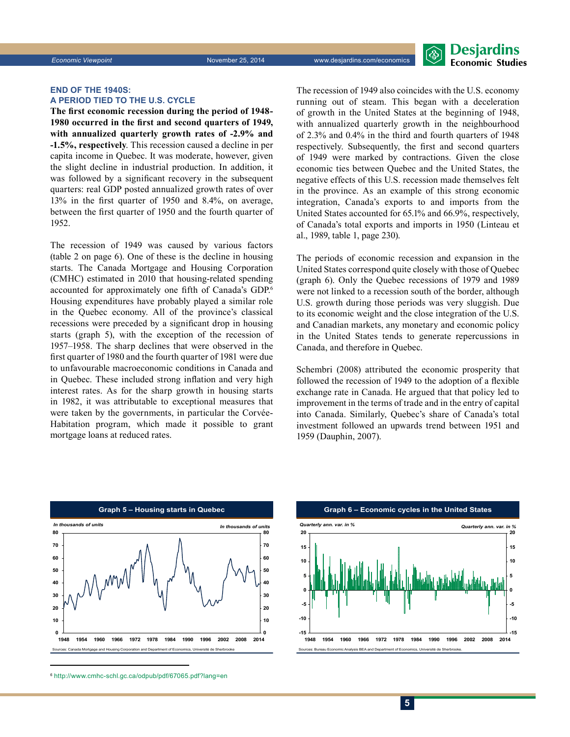### END OF THE 1940S: A PERIOD TIED TO THE U.S. CYCLE

**The first economic recession during the period of 1948-1980 occurred in the first and second quarters of 1949, with annualized quarterly growth rates of -2.9% and -1.5%, respectively**. This recession caused a decline in per capita income in Quebec. It was moderate, however, given the slight decline in industrial production. In addition, it was followed by a significant recovery in the subsequent quarters: real GDP posted annualized growth rates of over 13% in the first quarter of 1950 and 8.4%, on average, between the first quarter of 1950 and the fourth quarter of 1952.

The recession of 1949 was caused by various factors (table 2 on page 6). One of these is the decline in housing starts. The Canada Mortgage and Housing Corporation (CMHC) estimated in 2010 that housing-related spending accounted for approximately one fifth of Canada's GDP.[6] Housing expenditures have probably played a similar role in the Quebec economy. All of the province's classical recessions were preceded by a significant drop in housing starts (graph 5), with the exception of the recession of 1957–1958. The sharp declines that were observed in the first quarter of 1980 and the fourth quarter of 1981 were due to unfavourable macroeconomic conditions in Canada and in Quebec. These included strong inflation and very high interest rates. As for the sharp growth in housing starts in 1982, it was attributable to exceptional measures that were taken by the governments, in particular the Corvée-Habitation program, which made it possible to grant mortgage loans at reduced rates.

The recession of 1949 also coincides with the U.S. economy running out of steam. This began with a deceleration of growth in the United States at the beginning of 1948, with annualized quarterly growth in the neighbourhood of 2.3% and 0.4% in the third and fourth quarters of 1948 respectively. Subsequently, the first and second quarters of 1949 were marked by contractions. Given the close economic ties between Quebec and the United States, the negative effects of this U.S. recession made themselves felt in the province. As an example of this strong economic integration, Canada's exports to and imports from the United States accounted for 65.1% and 66.9%, respectively, of Canada's total exports and imports in 1950 (Linteau et al., 1989, table 1, page 230).

The periods of economic recession and expansion in the United States correspond quite closely with those of Quebec (graph 6). Only the Quebec recessions of 1979 and 1989 were not linked to a recession south of the border, although U.S. growth during those periods was very sluggish. Due to its economic weight and the close integration of the U.S. and Canadian markets, any monetary and economic policy in the United States tends to generate repercussions in Canada, and therefore in Quebec.

Schembri (2008) attributed the economic prosperity that followed the recession of 1949 to the adoption of a flexible exchange rate in Canada. He argued that that policy led to improvement in the terms of trade and in the entry of capital into Canada. Similarly, Quebec's share of Canada's total investment followed an upwards trend between 1951 and 1959 (Dauphin, 2007).

**Graph 5 – Housing starts in Quebec**

*In thousands of units*

Sources: Canada Mortgage and Housing Corporation and Department of Economics, Université de Sherbrooke

**Graph 6 – Economic cycles in the United States**

*Quarterly ann. var. in %*

Sources: Bureau Economic Analysis BEA and Department of Economics, Université de Sherbrooke.

---

[6] http://www.cmhc-schl.gc.ca/odpub/pdf/67065.pdf?lang=en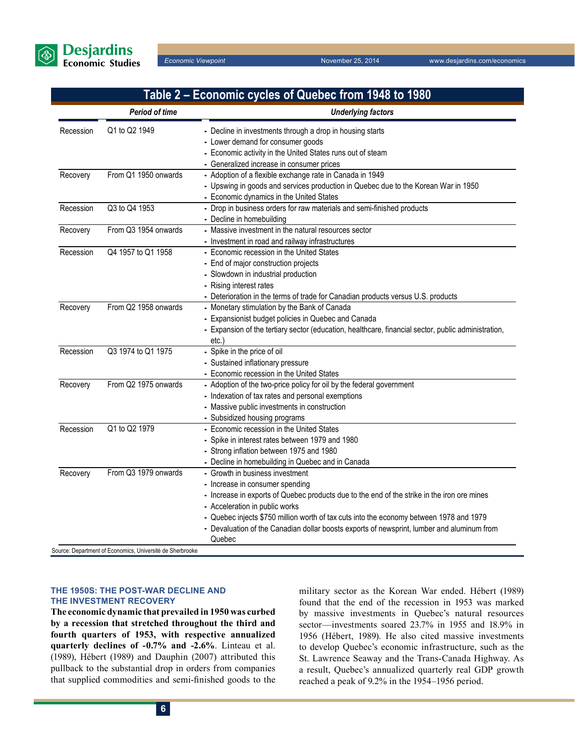## Table 2 – Economic cycles of Quebec from 1948 to 1980

| | Period of time | Underlying factors |
|---|---|---|
| Recession | Q1 to Q2 1949 | - Decline in investments through a drop in housing starts<br>- Lower demand for consumer goods<br>- Economic activity in the United States runs out of steam<br>- Generalized increase in consumer prices |
| Recovery | From Q1 1950 onwards | - Adoption of a flexible exchange rate in Canada in 1949<br>- Upswing in goods and services production in Quebec due to the Korean War in 1950<br>- Economic dynamics in the United States |
| Recession | Q3 to Q4 1953 | - Drop in business orders for raw materials and semi-finished products<br>- Decline in homebuilding |
| Recovery | From Q3 1954 onwards | - Massive investment in the natural resources sector<br>- Investment in road and railway infrastructures |
| Recession | Q4 1957 to Q1 1958 | - Economic recession in the United States<br>- End of major construction projects<br>- Slowdown in industrial production<br>- Rising interest rates<br>- Deterioration in the terms of trade for Canadian products versus U.S. products |
| Recovery | From Q2 1958 onwards | - Monetary stimulation by the Bank of Canada<br>- Expansionist budget policies in Quebec and Canada<br>- Expansion of the tertiary sector (education, healthcare, financial sector, public administration, etc.) |
| Recession | Q3 1974 to Q1 1975 | - Spike in the price of oil<br>- Sustained inflationary pressure<br>- Economic recession in the United States |
| Recovery | From Q2 1975 onwards | - Adoption of the two-price policy for oil by the federal government<br>- Indexation of tax rates and personal exemptions<br>- Massive public investments in construction<br>- Subsidized housing programs |
| Recession | Q1 to Q2 1979 | - Economic recession in the United States<br>- Spike in interest rates between 1979 and 1980<br>- Strong inflation between 1975 and 1980<br>- Decline in homebuilding in Quebec and in Canada |
| Recovery | From Q3 1979 onwards | - Growth in business investment<br>- Increase in consumer spending<br>- Increase in exports of Quebec products due to the end of the strike in the iron ore mines<br>- Acceleration in public works<br>- Quebec injects $750 million worth of tax cuts into the economy between 1978 and 1979<br>- Devaluation of the Canadian dollar boosts exports of newsprint, lumber and aluminum from Quebec |

Source: Department of Economics, Université de Sherbrooke

### THE 1950S: THE POST-WAR DECLINE AND THE INVESTMENT RECOVERY

**The economic dynamic that prevailed in 1950 was curbed by a recession that stretched throughout the third and fourth quarters of 1953, with respective annualized quarterly declines of -0.7% and -2.6%**. Linteau et al. (1989), Hébert (1989) and Dauphin (2007) attributed this pullback to the substantial drop in orders from companies that supplied commodities and semi-finished goods to the military sector as the Korean War ended. Hébert (1989) found that the end of the recession in 1953 was marked by massive investments in Quebec's natural resources sector—investments soared 23.7% in 1955 and 18.9% in 1956 (Hébert, 1989). He also cited massive investments to develop Quebec's economic infrastructure, such as the St. Lawrence Seaway and the Trans-Canada Highway. As a result, Quebec's annualized quarterly real GDP growth reached a peak of 9.2% in the 1954–1956 period.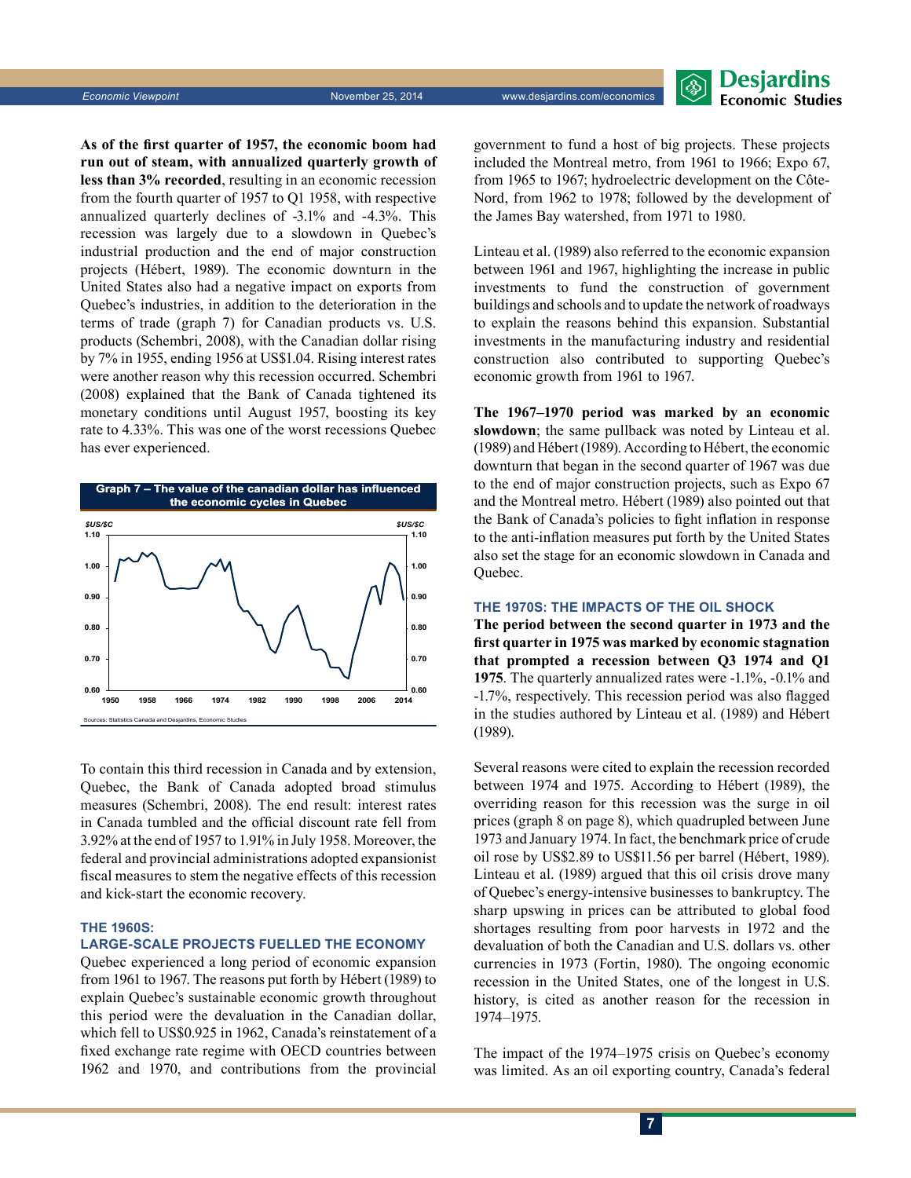**As of the first quarter of 1957, the economic boom had run out of steam, with annualized quarterly growth of less than 3% recorded**, resulting in an economic recession from the fourth quarter of 1957 to Q1 1958, with respective annualized quarterly declines of -3.1% and -4.3%. This recession was largely due to a slowdown in Quebec's industrial production and the end of major construction projects (Hébert, 1989). The economic downturn in the United States also had a negative impact on exports from Quebec's industries, in addition to the deterioration in the terms of trade (graph 7) for Canadian products vs. U.S. products (Schembri, 2008), with the Canadian dollar rising by 7% in 1955, ending 1956 at US$1.04. Rising interest rates were another reason why this recession occurred. Schembri (2008) explained that the Bank of Canada tightened its monetary conditions until August 1957, boosting its key rate to 4.33%. This was one of the worst recessions Quebec has ever experienced.

**Graph 7 – The value of the canadian dollar has influenced the economic cycles in Quebec**

Sources: Statistics Canada and Desjardins, Economic Studies

To contain this third recession in Canada and by extension, Quebec, the Bank of Canada adopted broad stimulus measures (Schembri, 2008). The end result: interest rates in Canada tumbled and the official discount rate fell from 3.92% at the end of 1957 to 1.91% in July 1958. Moreover, the federal and provincial administrations adopted expansionist fiscal measures to stem the negative effects of this recession and kick-start the economic recovery.

## THE 1960S: LARGE-SCALE PROJECTS FUELLED THE ECONOMY

Quebec experienced a long period of economic expansion from 1961 to 1967. The reasons put forth by Hébert (1989) to explain Quebec's sustainable economic growth throughout this period were the devaluation in the Canadian dollar, which fell to US$0.925 in 1962, Canada's reinstatement of a fixed exchange rate regime with OECD countries between 1962 and 1970, and contributions from the provincial government to fund a host of big projects. These projects included the Montreal metro, from 1961 to 1966; Expo 67, from 1965 to 1967; hydroelectric development on the Côte-Nord, from 1962 to 1978; followed by the development of the James Bay watershed, from 1971 to 1980.

Linteau et al. (1989) also referred to the economic expansion between 1961 and 1967, highlighting the increase in public investments to fund the construction of government buildings and schools and to update the network of roadways to explain the reasons behind this expansion. Substantial investments in the manufacturing industry and residential construction also contributed to supporting Quebec's economic growth from 1961 to 1967.

**The 1967–1970 period was marked by an economic slowdown**; the same pullback was noted by Linteau et al. (1989) and Hébert (1989). According to Hébert, the economic downturn that began in the second quarter of 1967 was due to the end of major construction projects, such as Expo 67 and the Montreal metro. Hébert (1989) also pointed out that the Bank of Canada's policies to fight inflation in response to the anti-inflation measures put forth by the United States also set the stage for an economic slowdown in Canada and Quebec.

## THE 1970S: THE IMPACTS OF THE OIL SHOCK

**The period between the second quarter in 1973 and the first quarter in 1975 was marked by economic stagnation that prompted a recession between Q3 1974 and Q1 1975**. The quarterly annualized rates were -1.1%, -0.1% and -1.7%, respectively. This recession period was also flagged in the studies authored by Linteau et al. (1989) and Hébert (1989).

Several reasons were cited to explain the recession recorded between 1974 and 1975. According to Hébert (1989), the overriding reason for this recession was the surge in oil prices (graph 8 on page 8), which quadrupled between June 1973 and January 1974. In fact, the benchmark price of crude oil rose by US$2.89 to US$11.56 per barrel (Hébert, 1989). Linteau et al. (1989) argued that this oil crisis drove many of Quebec's energy-intensive businesses to bankruptcy. The sharp upswing in prices can be attributed to global food shortages resulting from poor harvests in 1972 and the devaluation of both the Canadian and U.S. dollars vs. other currencies in 1973 (Fortin, 1980). The ongoing economic recession in the United States, one of the longest in U.S. history, is cited as another reason for the recession in 1974–1975.

The impact of the 1974–1975 crisis on Quebec's economy was limited. As an oil exporting country, Canada's federal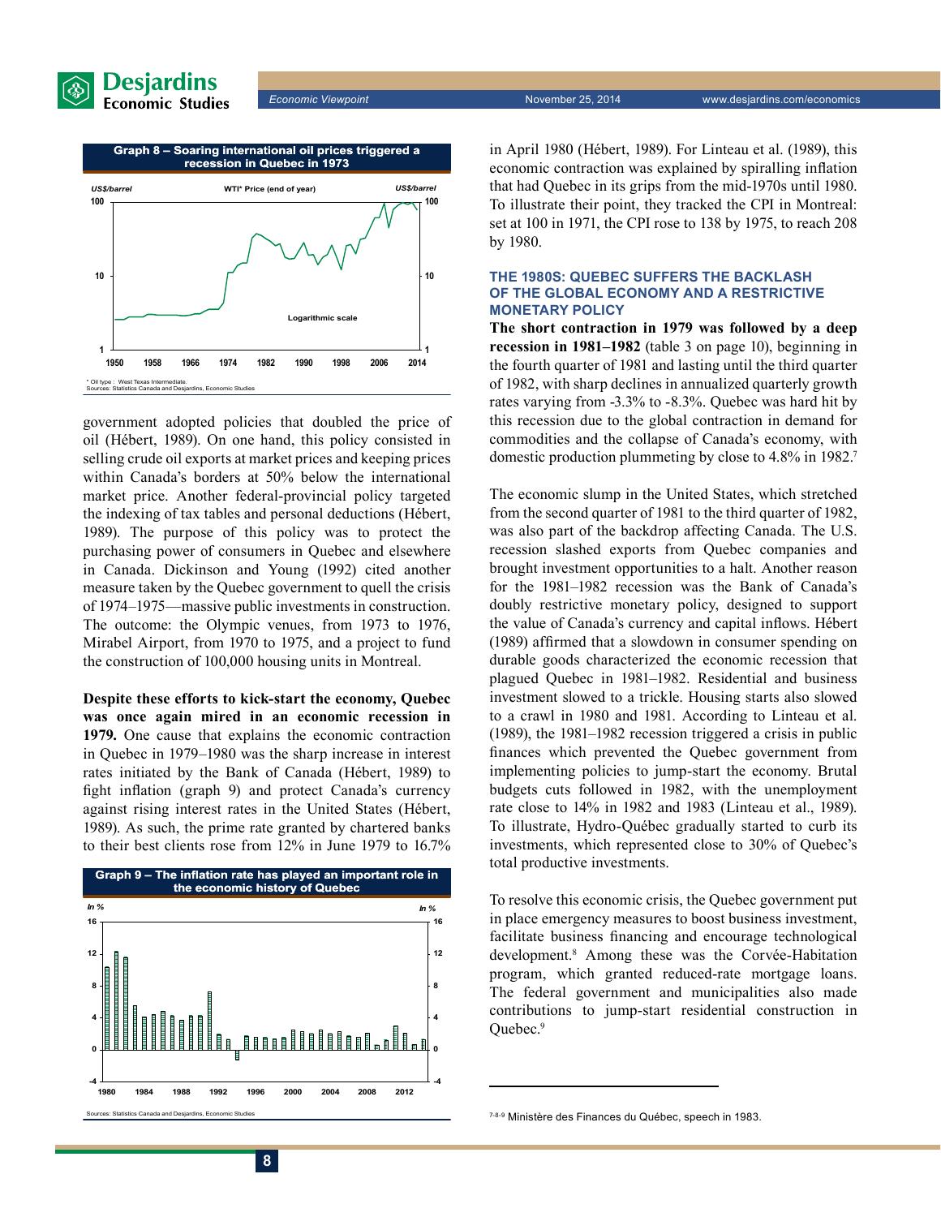**Graph 8 – Soaring international oil prices triggered a recession in Quebec in 1973**

US$/barrel — WTI* Price (end of year) — Logarithmic scale

\* Oil type : West Texas Intermediate.
Sources: Statistics Canada and Desjardins, Economic Studies

government adopted policies that doubled the price of oil (Hébert, 1989). On one hand, this policy consisted in selling crude oil exports at market prices and keeping prices within Canada's borders at 50% below the international market price. Another federal-provincial policy targeted the indexing of tax tables and personal deductions (Hébert, 1989). The purpose of this policy was to protect the purchasing power of consumers in Quebec and elsewhere in Canada. Dickinson and Young (1992) cited another measure taken by the Quebec government to quell the crisis of 1974–1975—massive public investments in construction. The outcome: the Olympic venues, from 1973 to 1976, Mirabel Airport, from 1970 to 1975, and a project to fund the construction of 100,000 housing units in Montreal.

**Despite these efforts to kick-start the economy, Quebec was once again mired in an economic recession in 1979.** One cause that explains the economic contraction in Quebec in 1979–1980 was the sharp increase in interest rates initiated by the Bank of Canada (Hébert, 1989) to fight inflation (graph 9) and protect Canada's currency against rising interest rates in the United States (Hébert, 1989). As such, the prime rate granted by chartered banks to their best clients rose from 12% in June 1979 to 16.7%

**Graph 9 – The inflation rate has played an important role in the economic history of Quebec**

In %

Sources: Statistics Canada and Desjardins, Economic Studies

in April 1980 (Hébert, 1989). For Linteau et al. (1989), this economic contraction was explained by spiralling inflation that had Quebec in its grips from the mid-1970s until 1980. To illustrate their point, they tracked the CPI in Montreal: set at 100 in 1971, the CPI rose to 138 by 1975, to reach 208 by 1980.

## THE 1980S: QUEBEC SUFFERS THE BACKLASH OF THE GLOBAL ECONOMY AND A RESTRICTIVE MONETARY POLICY

**The short contraction in 1979 was followed by a deep recession in 1981–1982** (table 3 on page 10), beginning in the fourth quarter of 1981 and lasting until the third quarter of 1982, with sharp declines in annualized quarterly growth rates varying from -3.3% to -8.3%. Quebec was hard hit by this recession due to the global contraction in demand for commodities and the collapse of Canada's economy, with domestic production plummeting by close to 4.8% in 1982.[7]

The economic slump in the United States, which stretched from the second quarter of 1981 to the third quarter of 1982, was also part of the backdrop affecting Canada. The U.S. recession slashed exports from Quebec companies and brought investment opportunities to a halt. Another reason for the 1981–1982 recession was the Bank of Canada's doubly restrictive monetary policy, designed to support the value of Canada's currency and capital inflows. Hébert (1989) affirmed that a slowdown in consumer spending on durable goods characterized the economic recession that plagued Quebec in 1981–1982. Residential and business investment slowed to a trickle. Housing starts also slowed to a crawl in 1980 and 1981. According to Linteau et al. (1989), the 1981–1982 recession triggered a crisis in public finances which prevented the Quebec government from implementing policies to jump-start the economy. Brutal budgets cuts followed in 1982, with the unemployment rate close to 14% in 1982 and 1983 (Linteau et al., 1989). To illustrate, Hydro-Québec gradually started to curb its investments, which represented close to 30% of Quebec's total productive investments.

To resolve this economic crisis, the Quebec government put in place emergency measures to boost business investment, facilitate business financing and encourage technological development.[8] Among these was the Corvée-Habitation program, which granted reduced-rate mortgage loans. The federal government and municipalities also made contributions to jump-start residential construction in Quebec.[9]

---

[7-8-9] Ministère des Finances du Québec, speech in 1983.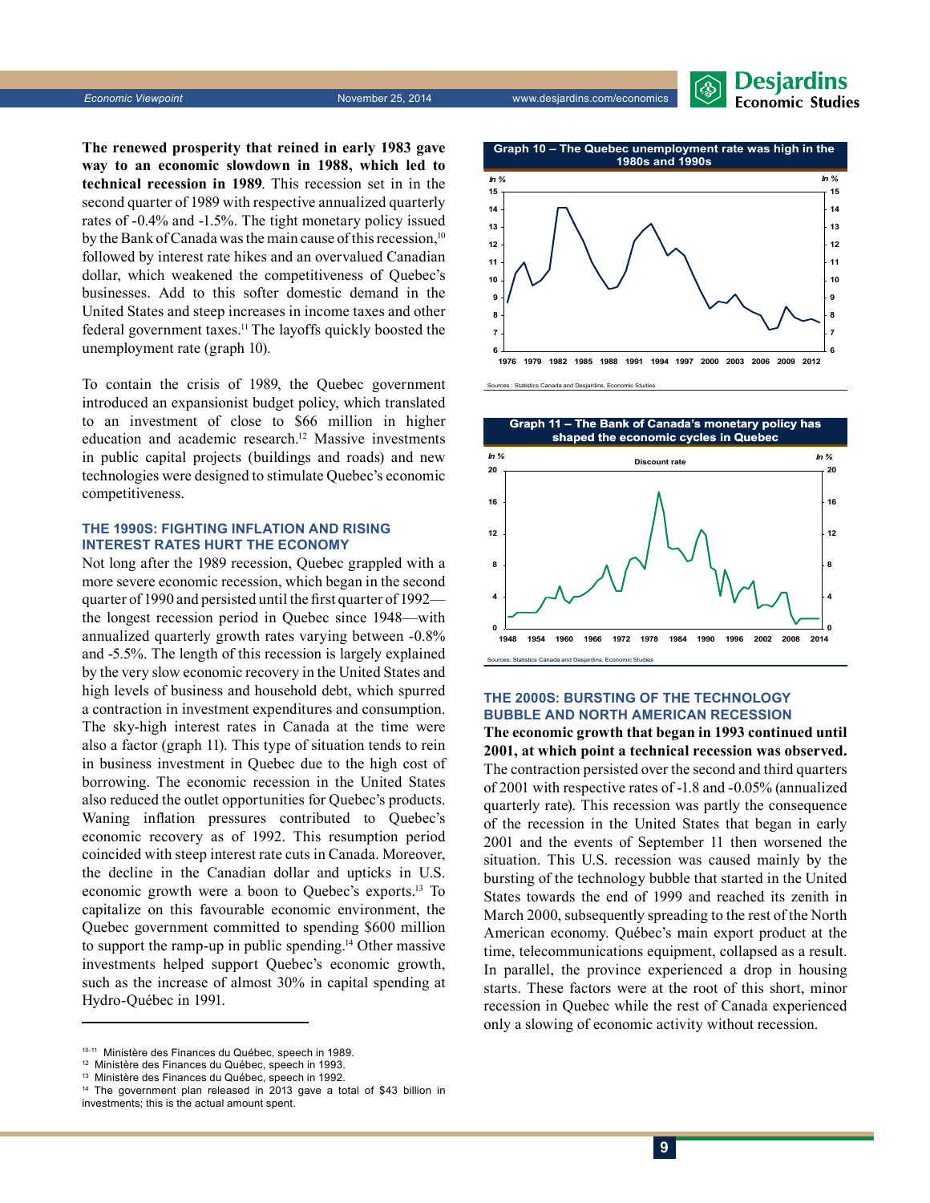**The renewed prosperity that reined in early 1983 gave way to an economic slowdown in 1988, which led to technical recession in 1989**. This recession set in in the second quarter of 1989 with respective annualized quarterly rates of -0.4% and -1.5%. The tight monetary policy issued by the Bank of Canada was the main cause of this recession,[10] followed by interest rate hikes and an overvalued Canadian dollar, which weakened the competitiveness of Quebec's businesses. Add to this softer domestic demand in the United States and steep increases in income taxes and other federal government taxes.[11] The layoffs quickly boosted the unemployment rate (graph 10).

To contain the crisis of 1989, the Quebec government introduced an expansionist budget policy, which translated to an investment of close to $66 million in higher education and academic research.[12] Massive investments in public capital projects (buildings and roads) and new technologies were designed to stimulate Quebec's economic competitiveness.

## THE 1990S: FIGHTING INFLATION AND RISING INTEREST RATES HURT THE ECONOMY

Not long after the 1989 recession, Quebec grappled with a more severe economic recession, which began in the second quarter of 1990 and persisted until the first quarter of 1992—the longest recession period in Quebec since 1948—with annualized quarterly growth rates varying between -0.8% and -5.5%. The length of this recession is largely explained by the very slow economic recovery in the United States and high levels of business and household debt, which spurred a contraction in investment expenditures and consumption. The sky-high interest rates in Canada at the time were also a factor (graph 11). This type of situation tends to rein in business investment in Quebec due to the high cost of borrowing. The economic recession in the United States also reduced the outlet opportunities for Quebec's products. Waning inflation pressures contributed to Quebec's economic recovery as of 1992. This resumption period coincided with steep interest rate cuts in Canada. Moreover, the decline in the Canadian dollar and upticks in U.S. economic growth were a boon to Quebec's exports.[13] To capitalize on this favourable economic environment, the Quebec government committed to spending $600 million to support the ramp-up in public spending.[14] Other massive investments helped support Quebec's economic growth, such as the increase of almost 30% in capital spending at Hydro-Québec in 1991.

**Graph 10 – The Quebec unemployment rate was high in the 1980s and 1990s**

Sources : Statistics Canada and Desjardins, Economic Studies

**Graph 11 – The Bank of Canada's monetary policy has shaped the economic cycles in Quebec**

Sources: Statistics Canada and Desjardins, Economic Studies

## THE 2000S: BURSTING OF THE TECHNOLOGY BUBBLE AND NORTH AMERICAN RECESSION

**The economic growth that began in 1993 continued until 2001, at which point a technical recession was observed.** The contraction persisted over the second and third quarters of 2001 with respective rates of -1.8 and -0.05% (annualized quarterly rate). This recession was partly the consequence of the recession in the United States that began in early 2001 and the events of September 11 then worsened the situation. This U.S. recession was caused mainly by the bursting of the technology bubble that started in the United States towards the end of 1999 and reached its zenith in March 2000, subsequently spreading to the rest of the North American economy. Québec's main export product at the time, telecommunications equipment, collapsed as a result. In parallel, the province experienced a drop in housing starts. These factors were at the root of this short, minor recession in Quebec while the rest of Canada experienced only a slowing of economic activity without recession.

---

[10-11] Ministère des Finances du Québec, speech in 1989.
[12] Ministère des Finances du Québec, speech in 1993.
[13] Ministère des Finances du Québec, speech in 1992.
[14] The government plan released in 2013 gave a total of $43 billion in investments; this is the actual amount spent.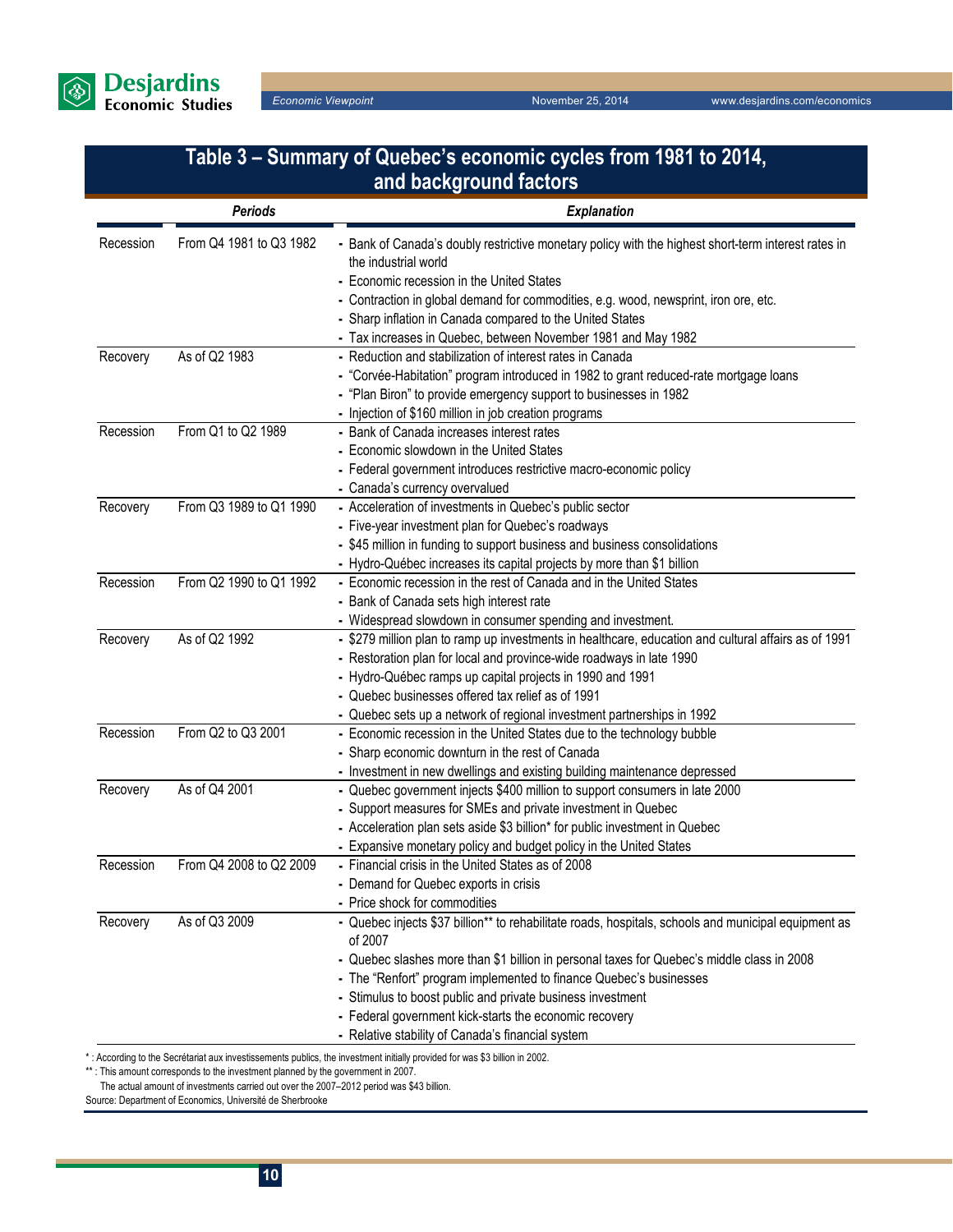## Table 3 – Summary of Quebec's economic cycles from 1981 to 2014, and background factors

| | *Periods* | *Explanation* |
|---|---|---|
| Recession | From Q4 1981 to Q3 1982 | - Bank of Canada's doubly restrictive monetary policy with the highest short-term interest rates in the industrial world<br>- Economic recession in the United States<br>- Contraction in global demand for commodities, e.g. wood, newsprint, iron ore, etc.<br>- Sharp inflation in Canada compared to the United States<br>- Tax increases in Quebec, between November 1981 and May 1982 |
| Recovery | As of Q2 1983 | - Reduction and stabilization of interest rates in Canada<br>- "Corvée-Habitation" program introduced in 1982 to grant reduced-rate mortgage loans<br>- "Plan Biron" to provide emergency support to businesses in 1982<br>- Injection of $160 million in job creation programs |
| Recession | From Q1 to Q2 1989 | - Bank of Canada increases interest rates<br>- Economic slowdown in the United States<br>- Federal government introduces restrictive macro-economic policy<br>- Canada's currency overvalued |
| Recovery | From Q3 1989 to Q1 1990 | - Acceleration of investments in Quebec's public sector<br>- Five-year investment plan for Quebec's roadways<br>- $45 million in funding to support business and business consolidations<br>- Hydro-Québec increases its capital projects by more than $1 billion |
| Recession | From Q2 1990 to Q1 1992 | - Economic recession in the rest of Canada and in the United States<br>- Bank of Canada sets high interest rate<br>- Widespread slowdown in consumer spending and investment. |
| Recovery | As of Q2 1992 | - $279 million plan to ramp up investments in healthcare, education and cultural affairs as of 1991<br>- Restoration plan for local and province-wide roadways in late 1990<br>- Hydro-Québec ramps up capital projects in 1990 and 1991<br>- Quebec businesses offered tax relief as of 1991<br>- Quebec sets up a network of regional investment partnerships in 1992 |
| Recession | From Q2 to Q3 2001 | - Economic recession in the United States due to the technology bubble<br>- Sharp economic downturn in the rest of Canada<br>- Investment in new dwellings and existing building maintenance depressed |
| Recovery | As of Q4 2001 | - Quebec government injects $400 million to support consumers in late 2000<br>- Support measures for SMEs and private investment in Quebec<br>- Acceleration plan sets aside $3 billion* for public investment in Quebec<br>- Expansive monetary policy and budget policy in the United States |
| Recession | From Q4 2008 to Q2 2009 | - Financial crisis in the United States as of 2008<br>- Demand for Quebec exports in crisis<br>- Price shock for commodities |
| Recovery | As of Q3 2009 | - Quebec injects $37 billion** to rehabilitate roads, hospitals, schools and municipal equipment as of 2007<br>- Quebec slashes more than $1 billion in personal taxes for Quebec's middle class in 2008<br>- The "Renfort" program implemented to finance Quebec's businesses<br>- Stimulus to boost public and private business investment<br>- Federal government kick-starts the economic recovery<br>- Relative stability of Canada's financial system |

* : According to the Secrétariat aux investissements publics, the investment initially provided for was $3 billion in 2002.
** : This amount corresponds to the investment planned by the government in 2007.
The actual amount of investments carried out over the 2007–2012 period was $43 billion.
Source: Department of Economics, Université de Sherbrooke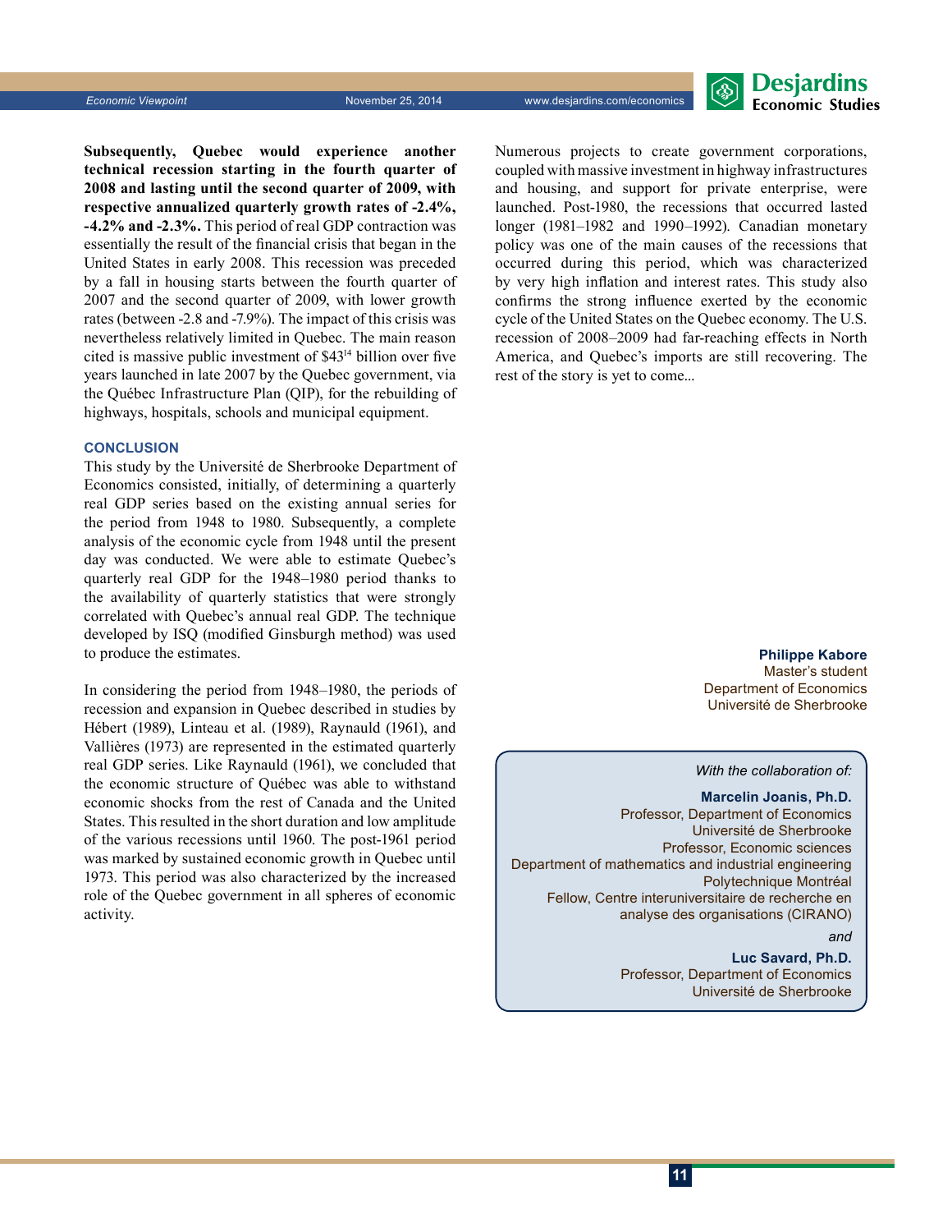**Subsequently, Quebec would experience another technical recession starting in the fourth quarter of 2008 and lasting until the second quarter of 2009, with respective annualized quarterly growth rates of -2.4%, -4.2% and -2.3%.** This period of real GDP contraction was essentially the result of the financial crisis that began in the United States in early 2008. This recession was preceded by a fall in housing starts between the fourth quarter of 2007 and the second quarter of 2009, with lower growth rates (between -2.8 and -7.9%). The impact of this crisis was nevertheless relatively limited in Quebec. The main reason cited is massive public investment of $43[14] billion over five years launched in late 2007 by the Quebec government, via the Québec Infrastructure Plan (QIP), for the rebuilding of highways, hospitals, schools and municipal equipment.

### CONCLUSION

This study by the Université de Sherbrooke Department of Economics consisted, initially, of determining a quarterly real GDP series based on the existing annual series for the period from 1948 to 1980. Subsequently, a complete analysis of the economic cycle from 1948 until the present day was conducted. We were able to estimate Quebec's quarterly real GDP for the 1948–1980 period thanks to the availability of quarterly statistics that were strongly correlated with Quebec's annual real GDP. The technique developed by ISQ (modified Ginsburgh method) was used to produce the estimates.

In considering the period from 1948–1980, the periods of recession and expansion in Quebec described in studies by Hébert (1989), Linteau et al. (1989), Raynauld (1961), and Vallières (1973) are represented in the estimated quarterly real GDP series. Like Raynauld (1961), we concluded that the economic structure of Québec was able to withstand economic shocks from the rest of Canada and the United States. This resulted in the short duration and low amplitude of the various recessions until 1960. The post-1961 period was marked by sustained economic growth in Quebec until 1973. This period was also characterized by the increased role of the Quebec government in all spheres of economic activity.

Numerous projects to create government corporations, coupled with massive investment in highway infrastructures and housing, and support for private enterprise, were launched. Post-1980, the recessions that occurred lasted longer (1981–1982 and 1990–1992). Canadian monetary policy was one of the main causes of the recessions that occurred during this period, which was characterized by very high inflation and interest rates. This study also confirms the strong influence exerted by the economic cycle of the United States on the Quebec economy. The U.S. recession of 2008–2009 had far-reaching effects in North America, and Quebec's imports are still recovering. The rest of the story is yet to come...

**Philippe Kabore**
Master's student
Department of Economics
Université de Sherbrooke

*With the collaboration of:*

**Marcelin Joanis, Ph.D.**
Professor, Department of Economics
Université de Sherbrooke
Professor, Economic sciences
Department of mathematics and industrial engineering
Polytechnique Montréal
Fellow, Centre interuniversitaire de recherche en analyse des organisations (CIRANO)

*and*

**Luc Savard, Ph.D.**
Professor, Department of Economics
Université de Sherbrooke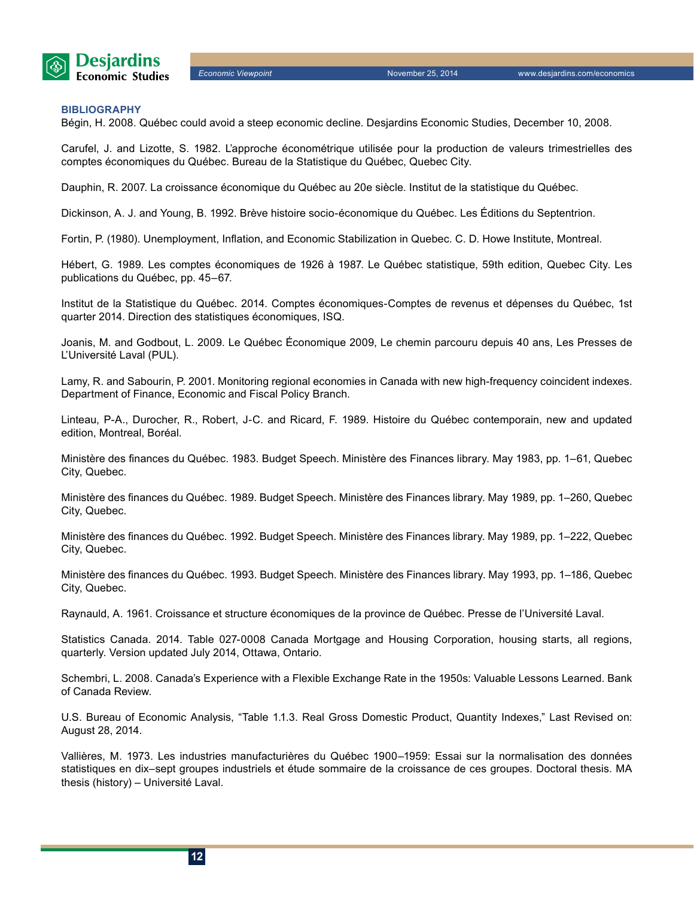## BIBLIOGRAPHY

Bégin, H. 2008. Québec could avoid a steep economic decline. Desjardins Economic Studies, December 10, 2008.

Carufel, J. and Lizotte, S. 1982. L'approche économétrique utilisée pour la production de valeurs trimestrielles des comptes économiques du Québec. Bureau de la Statistique du Québec, Quebec City.

Dauphin, R. 2007. La croissance économique du Québec au 20e siècle. Institut de la statistique du Québec.

Dickinson, A. J. and Young, B. 1992. Brève histoire socio-économique du Québec. Les Éditions du Septentrion.

Fortin, P. (1980). Unemployment, Inflation, and Economic Stabilization in Quebec. C. D. Howe Institute, Montreal.

Hébert, G. 1989. Les comptes économiques de 1926 à 1987. Le Québec statistique, 59th edition, Quebec City. Les publications du Québec, pp. 45–67.

Institut de la Statistique du Québec. 2014. Comptes économiques-Comptes de revenus et dépenses du Québec, 1st quarter 2014. Direction des statistiques économiques, ISQ.

Joanis, M. and Godbout, L. 2009. Le Québec Économique 2009, Le chemin parcouru depuis 40 ans, Les Presses de L'Université Laval (PUL).

Lamy, R. and Sabourin, P. 2001. Monitoring regional economies in Canada with new high-frequency coincident indexes. Department of Finance, Economic and Fiscal Policy Branch.

Linteau, P-A., Durocher, R., Robert, J-C. and Ricard, F. 1989. Histoire du Québec contemporain, new and updated edition, Montreal, Boréal.

Ministère des finances du Québec. 1983. Budget Speech. Ministère des Finances library. May 1983, pp. 1–61, Quebec City, Quebec.

Ministère des finances du Québec. 1989. Budget Speech. Ministère des Finances library. May 1989, pp. 1–260, Quebec City, Quebec.

Ministère des finances du Québec. 1992. Budget Speech. Ministère des Finances library. May 1989, pp. 1–222, Quebec City, Quebec.

Ministère des finances du Québec. 1993. Budget Speech. Ministère des Finances library. May 1993, pp. 1–186, Quebec City, Quebec.

Raynauld, A. 1961. Croissance et structure économiques de la province de Québec. Presse de l'Université Laval.

Statistics Canada. 2014. Table 027-0008 Canada Mortgage and Housing Corporation, housing starts, all regions, quarterly. Version updated July 2014, Ottawa, Ontario.

Schembri, L. 2008. Canada's Experience with a Flexible Exchange Rate in the 1950s: Valuable Lessons Learned. Bank of Canada Review.

U.S. Bureau of Economic Analysis, "Table 1.1.3. Real Gross Domestic Product, Quantity Indexes," Last Revised on: August 28, 2014.

Vallières, M. 1973. Les industries manufacturières du Québec 1900–1959: Essai sur la normalisation des données statistiques en dix–sept groupes industriels et étude sommaire de la croissance de ces groupes. Doctoral thesis. MA thesis (history) – Université Laval.